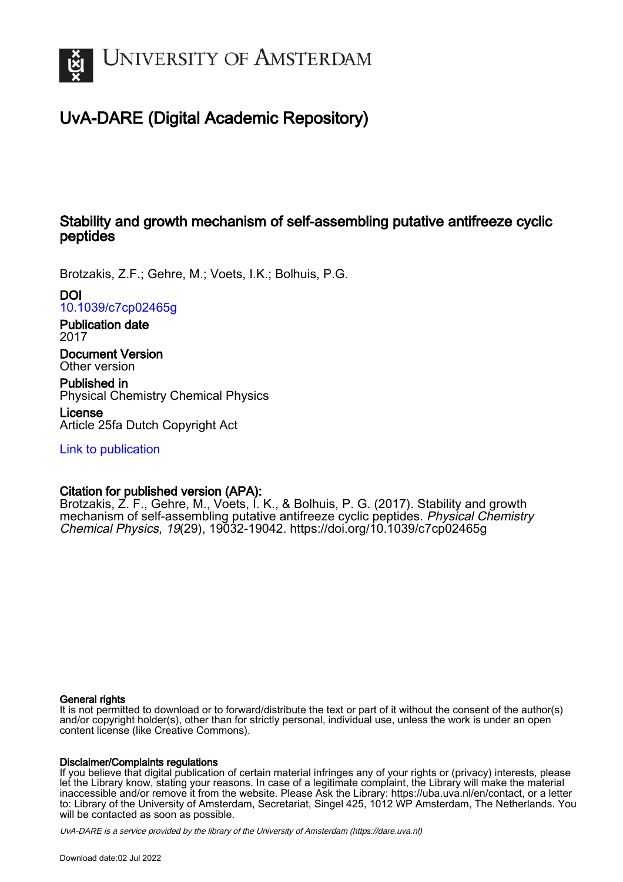# UvA-DARE (Digital Academic Repository)

## Stability and growth mechanism of self-assembling putative antifreeze cyclic peptides

Brotzakis, Z.F.; Gehre, M.; Voets, I.K.; Bolhuis, P.G.

**DOI**
10.1039/c7cp02465g

**Publication date**
2017

**Document Version**
Other version

**Published in**
Physical Chemistry Chemical Physics

**License**
Article 25fa Dutch Copyright Act

Link to publication

**Citation for published version (APA):**
Brotzakis, Z. F., Gehre, M., Voets, I. K., & Bolhuis, P. G. (2017). Stability and growth mechanism of self-assembling putative antifreeze cyclic peptides. *Physical Chemistry Chemical Physics*, *19*(29), 19032-19042. https://doi.org/10.1039/c7cp02465g

**General rights**
It is not permitted to download or to forward/distribute the text or part of it without the consent of the author(s) and/or copyright holder(s), other than for strictly personal, individual use, unless the work is under an open content license (like Creative Commons).

**Disclaimer/Complaints regulations**
If you believe that digital publication of certain material infringes any of your rights or (privacy) interests, please let the Library know, stating your reasons. In case of a legitimate complaint, the Library will make the material inaccessible and/or remove it from the website. Please Ask the Library: https://uba.uva.nl/en/contact, or a letter to: Library of the University of Amsterdam, Secretariat, Singel 425, 1012 WP Amsterdam, The Netherlands. You will be contacted as soon as possible.

UvA-DARE is a service provided by the library of the University of Amsterdam (https://dare.uva.nl)

Download date:02 Jul 2022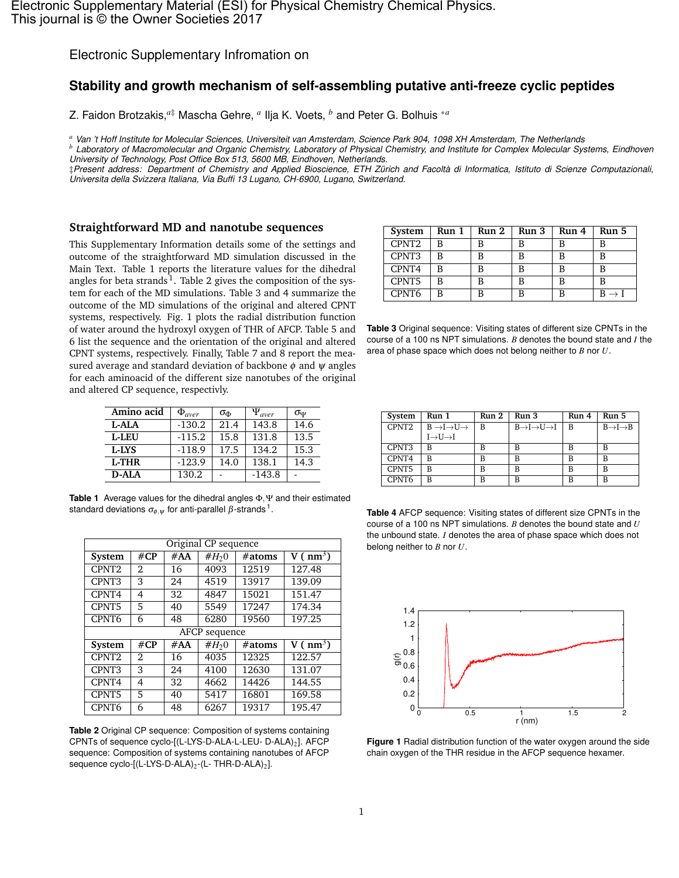Electronic Supplementary Infromation on

# Stability and growth mechanism of self-assembling putative anti-freeze cyclic peptides

Z. Faidon Brotzakis,[a‡] Mascha Gehre, [a] Ilja K. Voets, [b] and Peter G. Bolhuis [*a]

[a] Van 't Hoff Institute for Molecular Sciences, Universiteit van Amsterdam, Science Park 904, 1098 XH Amsterdam, The Netherlands
[b] Laboratory of Macromolecular and Organic Chemistry, Laboratory of Physical Chemistry, and Institute for Complex Molecular Systems, Eindhoven University of Technology, Post Office Box 513, 5600 MB, Eindhoven, Netherlands.
‡Present address: Department of Chemistry and Applied Bioscience, ETH Zürich and Facoltà di Informatica, Istituto di Scienze Computazionali, Universita della Svizzera Italiana, Via Buffi 13 Lugano, CH-6900, Lugano, Switzerland.

## Straightforward MD and nanotube sequences

This Supplementary Information details some of the settings and outcome of the straightforward MD simulation discussed in the Main Text. Table 1 reports the literature values for the dihedral angles for beta strands[1]. Table 2 gives the composition of the system for each of the MD simulations. Table 3 and 4 summarize the outcome of the MD simulations of the original and altered CPNT systems, respectively. Fig. 1 plots the radial distribution function of water around the hydroxyl oxygen of THR of AFCP. Table 5 and 6 list the sequence and the orientation of the original and altered CPNT systems, respectively. Finally, Table 7 and 8 report the measured average and standard deviation of backbone $\phi$ and $\psi$ angles for each aminoacid of the different size nanotubes of the original and altered CP sequence, respectivly.

| Amino acid | $\Phi_{aver}$ | $\sigma_\Phi$ | $\Psi_{aver}$ | $\sigma_\Psi$ |
|---|---|---|---|---|
| **L-ALA** | -130.2 | 21.4 | 143.8 | 14.6 |
| **L-LEU** | -115.2 | 15.8 | 131.8 | 13.5 |
| **L-LYS** | -118.9 | 17.5 | 134.2 | 15.3 |
| **L-THR** | -123.9 | 14.0 | 138.1 | 14.3 |
| **D-ALA** | 130.2 | - | -143.8 | - |

**Table 1** Average values for the dihedral angles $\Phi, \Psi$ and their estimated standard deviations $\sigma_{\phi,\psi}$ for anti-parallel $\beta$-strands[1].

| Original CP sequence | | | | | |
|---|---|---|---|---|---|
| **System** | **#CP** | **#AA** | **#$H_2$0** | **#atoms** | **V ( $nm^3$)** |
| CPNT2 | 2 | 16 | 4093 | 12519 | 127.48 |
| CPNT3 | 3 | 24 | 4519 | 13917 | 139.09 |
| CPNT4 | 4 | 32 | 4847 | 15021 | 151.47 |
| CPNT5 | 5 | 40 | 5549 | 17247 | 174.34 |
| CPNT6 | 6 | 48 | 6280 | 19560 | 197.25 |
| AFCP sequence | | | | | |
| **System** | **#CP** | **#AA** | **#$H_2$0** | **#atoms** | **V ( $nm^3$)** |
| CPNT2 | 2 | 16 | 4035 | 12325 | 122.57 |
| CPNT3 | 3 | 24 | 4100 | 12630 | 131.07 |
| CPNT4 | 4 | 32 | 4662 | 14426 | 144.55 |
| CPNT5 | 5 | 40 | 5417 | 16801 | 169.58 |
| CPNT6 | 6 | 48 | 6267 | 19317 | 195.47 |

**Table 2** Original CP sequence: Composition of systems containing CPNTs of sequence cyclo-[(L-LYS-D-ALA-L-LEU- D-ALA)$_2$]. AFCP sequence: Composition of systems containing nanotubes of AFCP sequence cyclo-[(L-LYS-D-ALA)$_2$-(L- THR-D-ALA)$_2$].

| System | Run 1 | Run 2 | Run 3 | Run 4 | Run 5 |
|---|---|---|---|---|---|
| CPNT2 | B | B | B | B | B |
| CPNT3 | B | B | B | B | B |
| CPNT4 | B | B | B | B | B |
| CPNT5 | B | B | B | B | B |
| CPNT6 | B | B | B | B | B $\rightarrow$ I |

**Table 3** Original sequence: Visiting states of different size CPNTs in the course of a 100 ns NPT simulations. $B$ denotes the bound state and $I$ the area of phase space which does not belong neither to $B$ nor $U$.

| System | Run 1 | Run 2 | Run 3 | Run 4 | Run 5 |
|---|---|---|---|---|---|
| CPNT2 | B $\rightarrow$I$\rightarrow$U$\rightarrow$ I$\rightarrow$U$\rightarrow$I | B | B$\rightarrow$I$\rightarrow$U$\rightarrow$I | B | B$\rightarrow$I$\rightarrow$B |
| CPNT3 | B | B | B | B | B |
| CPNT4 | B | B | B | B | B |
| CPNT5 | B | B | B | B | B |
| CPNT6 | B | B | B | B | B |

**Table 4** AFCP sequence: Visiting states of different size CPNTs in the course of a 100 ns NPT simulations. $B$ denotes the bound state and $U$ the unbound state. $I$ denotes the area of phase space which does not belong neither to $B$ nor $U$.

**Figure 1** Radial distribution function of the water oxygen around the side chain oxygen of the THR residue in the AFCP sequence hexamer.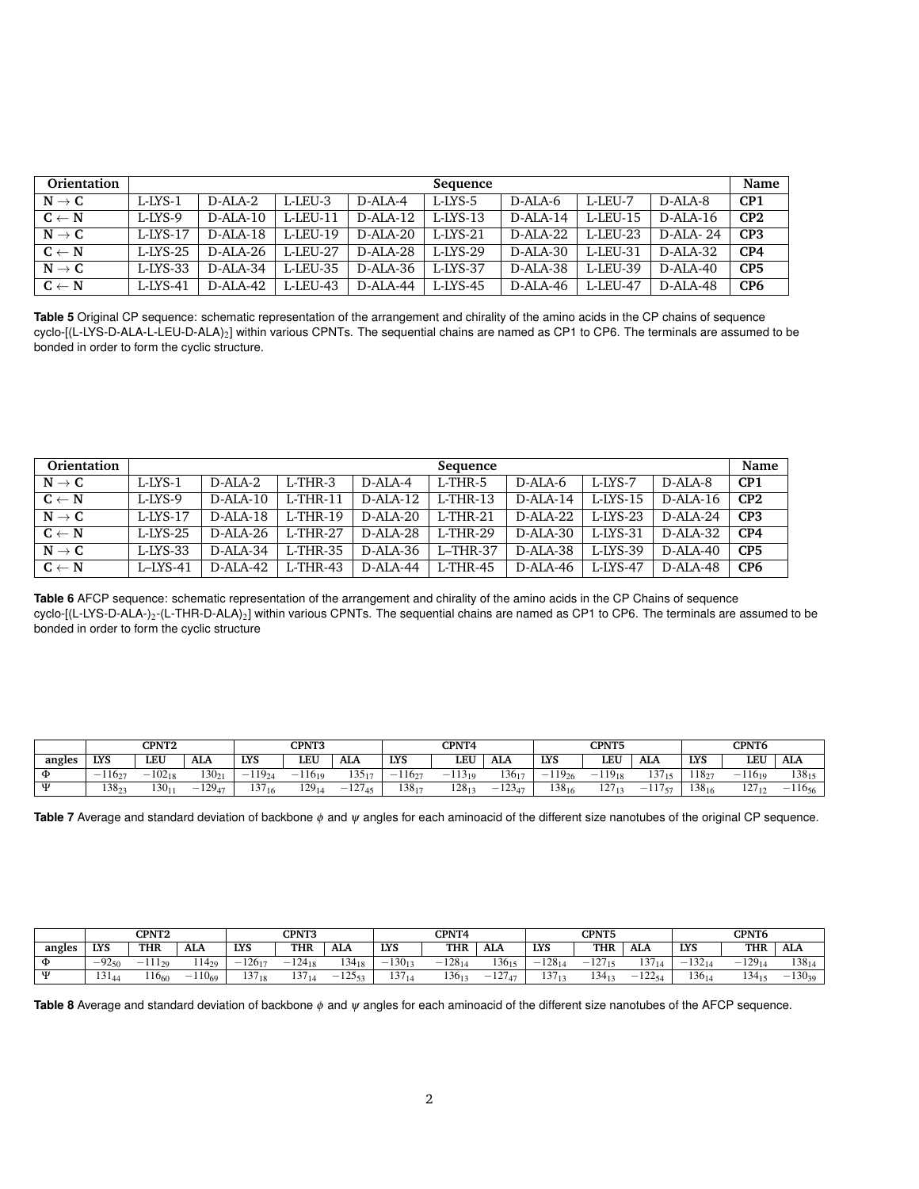| Orientation | Sequence | | | | | | | | Name |
|---|---|---|---|---|---|---|---|---|---|
| **N → C** | L-LYS-1 | D-ALA-2 | L-LEU-3 | D-ALA-4 | L-LYS-5 | D-ALA-6 | L-LEU-7 | D-ALA-8 | **CP1** |
| **C ← N** | L-LYS-9 | D-ALA-10 | L-LEU-11 | D-ALA-12 | L-LYS-13 | D-ALA-14 | L-LEU-15 | D-ALA-16 | **CP2** |
| **N → C** | L-LYS-17 | D-ALA-18 | L-LEU-19 | D-ALA-20 | L-LYS-21 | D-ALA-22 | L-LEU-23 | D-ALA- 24 | **CP3** |
| **C ← N** | L-LYS-25 | D-ALA-26 | L-LEU-27 | D-ALA-28 | L-LYS-29 | D-ALA-30 | L-LEU-31 | D-ALA-32 | **CP4** |
| **N → C** | L-LYS-33 | D-ALA-34 | L-LEU-35 | D-ALA-36 | L-LYS-37 | D-ALA-38 | L-LEU-39 | D-ALA-40 | **CP5** |
| **C ← N** | L-LYS-41 | D-ALA-42 | L-LEU-43 | D-ALA-44 | L-LYS-45 | D-ALA-46 | L-LEU-47 | D-ALA-48 | **CP6** |

**Table 5** Original CP sequence: schematic representation of the arrangement and chirality of the amino acids in the CP chains of sequence cyclo-[(L-LYS-D-ALA-L-LEU-D-ALA)$_2$] within various CPNTs. The sequential chains are named as CP1 to CP6. The terminals are assumed to be bonded in order to form the cyclic structure.

| Orientation | Sequence | | | | | | | | Name |
|---|---|---|---|---|---|---|---|---|---|
| **N → C** | L-LYS-1 | D-ALA-2 | L-THR-3 | D-ALA-4 | L-THR-5 | D-ALA-6 | L-LYS-7 | D-ALA-8 | **CP1** |
| **C ← N** | L-LYS-9 | D-ALA-10 | L-THR-11 | D-ALA-12 | L-THR-13 | D-ALA-14 | L-LYS-15 | D-ALA-16 | **CP2** |
| **N → C** | L-LYS-17 | D-ALA-18 | L-THR-19 | D-ALA-20 | L-THR-21 | D-ALA-22 | L-LYS-23 | D-ALA-24 | **CP3** |
| **C ← N** | L-LYS-25 | D-ALA-26 | L-THR-27 | D-ALA-28 | L-THR-29 | D-ALA-30 | L-LYS-31 | D-ALA-32 | **CP4** |
| **N → C** | L-LYS-33 | D-ALA-34 | L-THR-35 | D-ALA-36 | L–THR-37 | D-ALA-38 | L-LYS-39 | D-ALA-40 | **CP5** |
| **C ← N** | L–LYS-41 | D-ALA-42 | L-THR-43 | D-ALA-44 | L-THR-45 | D-ALA-46 | L-LYS-47 | D-ALA-48 | **CP6** |

**Table 6** AFCP sequence: schematic representation of the arrangement and chirality of the amino acids in the CP Chains of sequence cyclo-[(L-LYS-D-ALA-)$_2$-(L-THR-D-ALA)$_2$] within various CPNTs. The sequential chains are named as CP1 to CP6. The terminals are assumed to be bonded in order to form the cyclic structure

| | CPNT2 | | | CPNT3 | | | CPNT4 | | | CPNT5 | | | CPNT6 | | |
|---|---|---|---|---|---|---|---|---|---|---|---|---|---|---|---|
| angles | LYS | LEU | ALA | LYS | LEU | ALA | LYS | LEU | ALA | LYS | LEU | ALA | LYS | LEU | ALA |
| Φ | $-116_{27}$ | $-102_{18}$ | $130_{21}$ | $-119_{24}$ | $-116_{19}$ | $135_{17}$ | $-116_{27}$ | $-113_{19}$ | $136_{17}$ | $-119_{26}$ | $-119_{18}$ | $137_{15}$ | $118_{27}$ | $-116_{19}$ | $138_{15}$ |
| Ψ | $138_{23}$ | $130_{11}$ | $-129_{47}$ | $137_{16}$ | $129_{14}$ | $-127_{45}$ | $138_{17}$ | $128_{13}$ | $-123_{47}$ | $138_{16}$ | $127_{13}$ | $-117_{57}$ | $138_{16}$ | $127_{12}$ | $-116_{56}$ |

**Table 7** Average and standard deviation of backbone $\phi$ and $\psi$ angles for each aminoacid of the different size nanotubes of the original CP sequence.

| | CPNT2 | | | CPNT3 | | | CPNT4 | | | CPNT5 | | | CPNT6 | | |
|---|---|---|---|---|---|---|---|---|---|---|---|---|---|---|---|
| angles | LYS | THR | ALA | LYS | THR | ALA | LYS | THR | ALA | LYS | THR | ALA | LYS | THR | ALA |
| Φ | $-92_{50}$ | $-111_{29}$ | $114_{29}$ | $-126_{17}$ | $-124_{18}$ | $134_{18}$ | $-130_{13}$ | $-128_{14}$ | $136_{15}$ | $-128_{14}$ | $-127_{15}$ | $137_{14}$ | $-132_{14}$ | $-129_{14}$ | $138_{14}$ |
| Ψ | $131_{44}$ | $116_{60}$ | $-110_{69}$ | $137_{18}$ | $137_{14}$ | $-125_{53}$ | $137_{14}$ | $136_{13}$ | $-127_{47}$ | $137_{13}$ | $134_{13}$ | $-122_{54}$ | $136_{14}$ | $134_{15}$ | $-130_{39}$ |

**Table 8** Average and standard deviation of backbone $\phi$ and $\psi$ angles for each aminoacid of the different size nanotubes of the AFCP sequence.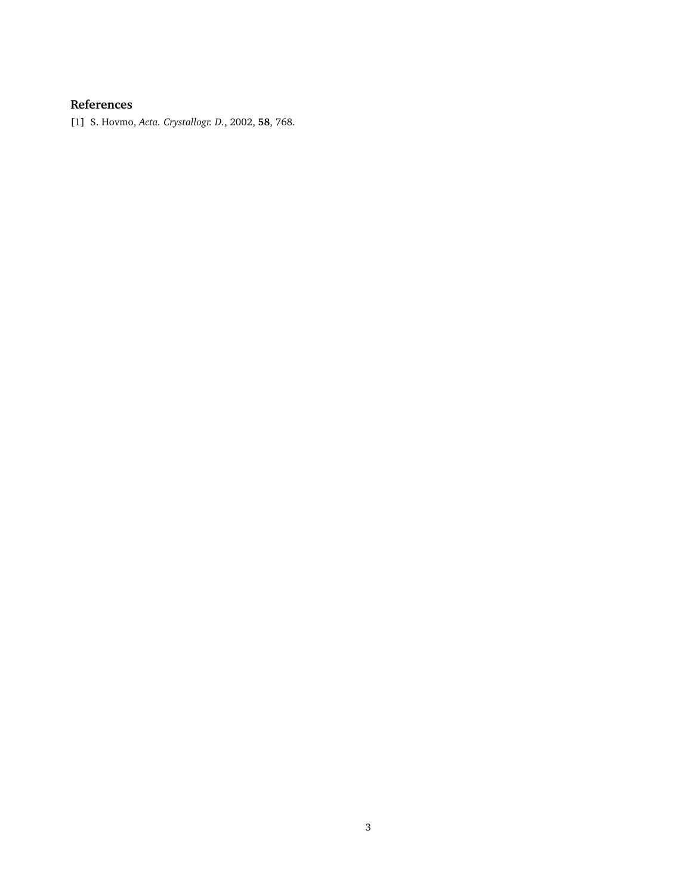## References

[1] S. Hovmo, *Acta. Crystallogr. D.*, 2002, **58**, 768.